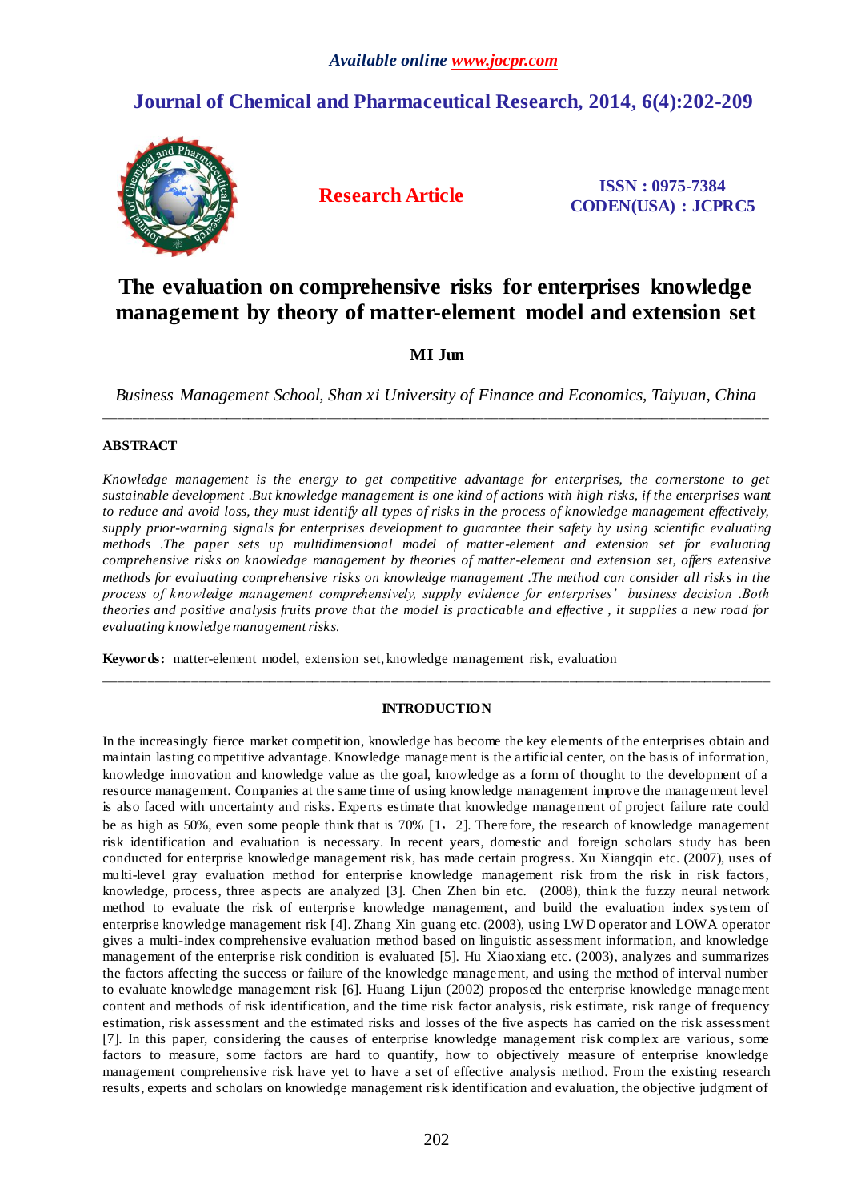*Available online www.jocpr.com*

## Journal of Chemical and Pharmaceutical Research, 2014, 6(4):202-209

**Research Article**

**ISSN : 0975-7384**
**CODEN(USA) : JCPRC5**

# The evaluation on comprehensive risks for enterprises knowledge management by theory of matter-element model and extension set

**MI Jun**

*Business Management School, Shan xi University of Finance and Economics, Taiyuan, China*

---

**ABSTRACT**

*Knowledge management is the energy to get competitive advantage for enterprises, the cornerstone to get sustainable development .But knowledge management is one kind of actions with high risks, if the enterprises want to reduce and avoid loss, they must identify all types of risks in the process of knowledge management effectively, supply prior-warning signals for enterprises development to guarantee their safety by using scientific evaluating methods .The paper sets up multidimensional model of matter-element and extension set for evaluating comprehensive risks on knowledge management by theories of matter-element and extension set, offers extensive methods for evaluating comprehensive risks on knowledge management .The method can consider all risks in the process of knowledge management comprehensively, supply evidence for enterprises' business decision .Both theories and positive analysis fruits prove that the model is practicable and effective , it supplies a new road for evaluating knowledge management risks.*

**Keywords:** matter-element model, extension set, knowledge management risk, evaluation

---

**INTRODUCTION**

In the increasingly fierce market competition, knowledge has become the key elements of the enterprises obtain and maintain lasting competitive advantage. Knowledge management is the artificial center, on the basis of information, knowledge innovation and knowledge value as the goal, knowledge as a form of thought to the development of a resource management. Companies at the same time of using knowledge management improve the management level is also faced with uncertainty and risks. Experts estimate that knowledge management of project failure rate could be as high as 50%, even some people think that is 70% [1，2]. Therefore, the research of knowledge management risk identification and evaluation is necessary. In recent years, domestic and foreign scholars study has been conducted for enterprise knowledge management risk, has made certain progress. Xu Xiangqin etc. (2007), uses of multi-level gray evaluation method for enterprise knowledge management risk from the risk in risk factors, knowledge, process, three aspects are analyzed [3]. Chen Zhen bin etc. (2008), think the fuzzy neural network method to evaluate the risk of enterprise knowledge management, and build the evaluation index system of enterprise knowledge management risk [4]. Zhang Xin guang etc. (2003), using LWD operator and LOWA operator gives a multi-index comprehensive evaluation method based on linguistic assessment information, and knowledge management of the enterprise risk condition is evaluated [5]. Hu Xiaoxiang etc. (2003), analyzes and summarizes the factors affecting the success or failure of the knowledge management, and using the method of interval number to evaluate knowledge management risk [6]. Huang Lijun (2002) proposed the enterprise knowledge management content and methods of risk identification, and the time risk factor analysis, risk estimate, risk range of frequency estimation, risk assessment and the estimated risks and losses of the five aspects has carried on the risk assessment [7]. In this paper, considering the causes of enterprise knowledge management risk complex are various, some factors to measure, some factors are hard to quantify, how to objectively measure of enterprise knowledge management comprehensive risk have yet to have a set of effective analysis method. From the existing research results, experts and scholars on knowledge management risk identification and evaluation, the objective judgment of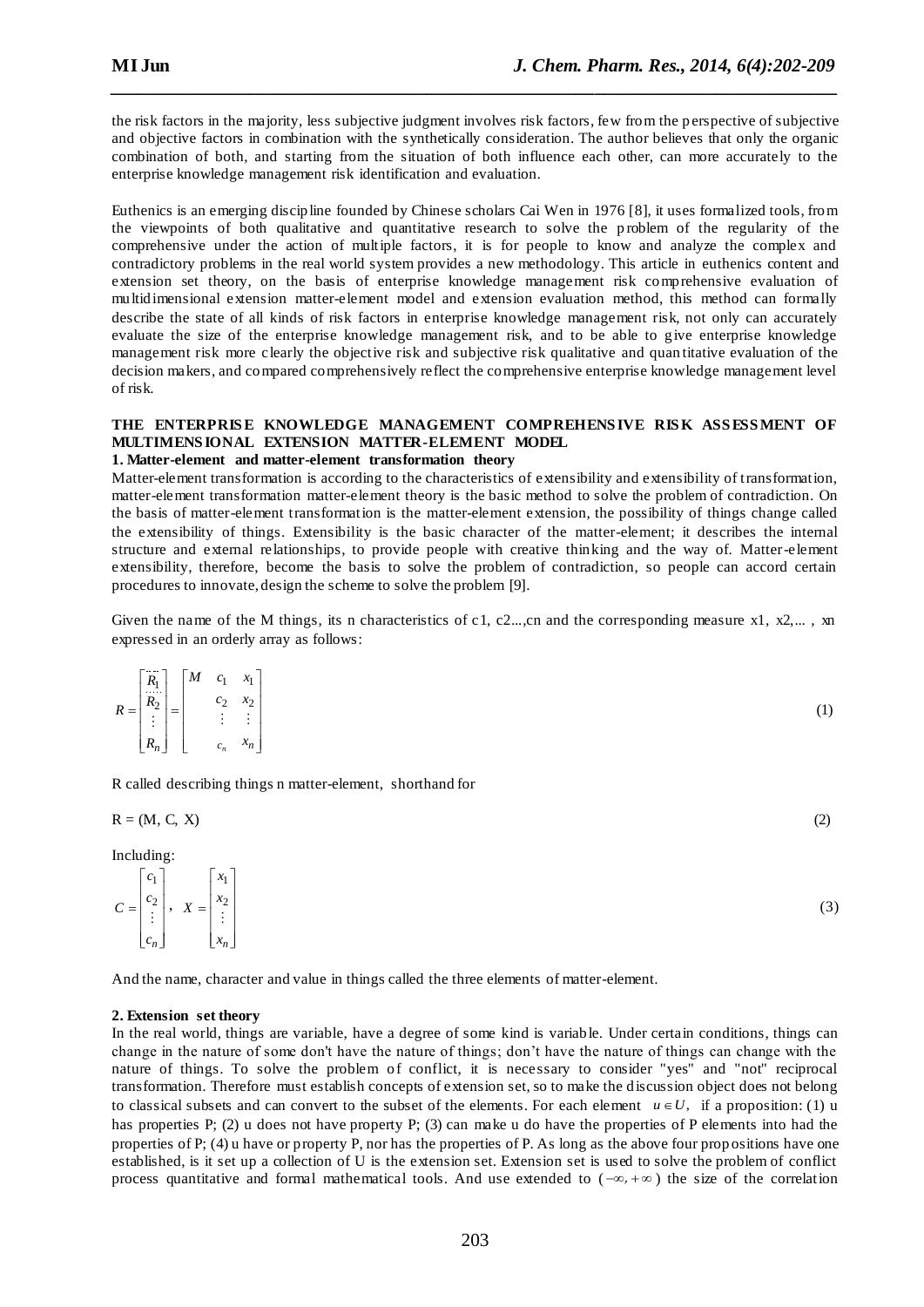the risk factors in the majority, less subjective judgment involves risk factors, few from the perspective of subjective and objective factors in combination with the synthetically consideration. The author believes that only the organic combination of both, and starting from the situation of both influence each other, can more accurately to the enterprise knowledge management risk identification and evaluation.

Euthenics is an emerging discipline founded by Chinese scholars Cai Wen in 1976 [8], it uses formalized tools, from the viewpoints of both qualitative and quantitative research to solve the problem of the regularity of the comprehensive under the action of multiple factors, it is for people to know and analyze the complex and contradictory problems in the real world system provides a new methodology. This article in euthenics content and extension set theory, on the basis of enterprise knowledge management risk comprehensive evaluation of multidimensional extension matter-element model and extension evaluation method, this method can formally describe the state of all kinds of risk factors in enterprise knowledge management risk, not only can accurately evaluate the size of the enterprise knowledge management risk, and to be able to give enterprise knowledge management risk more clearly the objective risk and subjective risk qualitative and quantitative evaluation of the decision makers, and compared comprehensively reflect the comprehensive enterprise knowledge management level of risk.

## THE ENTERPRISE KNOWLEDGE MANAGEMENT COMPREHENSIVE RISK ASSESSMENT OF MULTIMENSIONAL EXTENSION MATTER-ELEMENT MODEL

### 1. Matter-element and matter-element transformation theory

Matter-element transformation is according to the characteristics of extensibility and extensibility of transformation, matter-element transformation matter-element theory is the basic method to solve the problem of contradiction. On the basis of matter-element transformation is the matter-element extension, the possibility of things change called the extensibility of things. Extensibility is the basic character of the matter-element; it describes the internal structure and external relationships, to provide people with creative thinking and the way of. Matter-element extensibility, therefore, become the basis to solve the problem of contradiction, so people can accord certain procedures to innovate, design the scheme to solve the problem [9].

Given the name of the M things, its n characteristics of c1, c2...,cn and the corresponding measure x1, x2,... , xn expressed in an orderly array as follows:

$$R = \begin{bmatrix} R_1 \\ R_2 \\ \vdots \\ R_n \end{bmatrix} = \begin{bmatrix} M & c_1 & x_1 \\ & c_2 & x_2 \\ & \vdots & \vdots \\ & c_n & x_n \end{bmatrix} \quad (1)$$

R called describing things n matter-element, shorthand for

$$R = (M, C, X) \quad (2)$$

Including:

$$C = \begin{bmatrix} c_1 \\ c_2 \\ \vdots \\ c_n \end{bmatrix}, \quad X = \begin{bmatrix} x_1 \\ x_2 \\ \vdots \\ x_n \end{bmatrix} \quad (3)$$

And the name, character and value in things called the three elements of matter-element.

### 2. Extension set theory

In the real world, things are variable, have a degree of some kind is variable. Under certain conditions, things can change in the nature of some don't have the nature of things; don't have the nature of things can change with the nature of things. To solve the problem of conflict, it is necessary to consider "yes" and "not" reciprocal transformation. Therefore must establish concepts of extension set, so to make the discussion object does not belong to classical subsets and can convert to the subset of the elements. For each element $u \in U$, if a proposition: (1) u has properties P; (2) u does not have property P; (3) can make u do have the properties of P elements into had the properties of P; (4) u have or property P, nor has the properties of P. As long as the above four propositions have one established, is it set up a collection of U is the extension set. Extension set is used to solve the problem of conflict process quantitative and formal mathematical tools. And use extended to $(-\infty, +\infty)$ the size of the correlation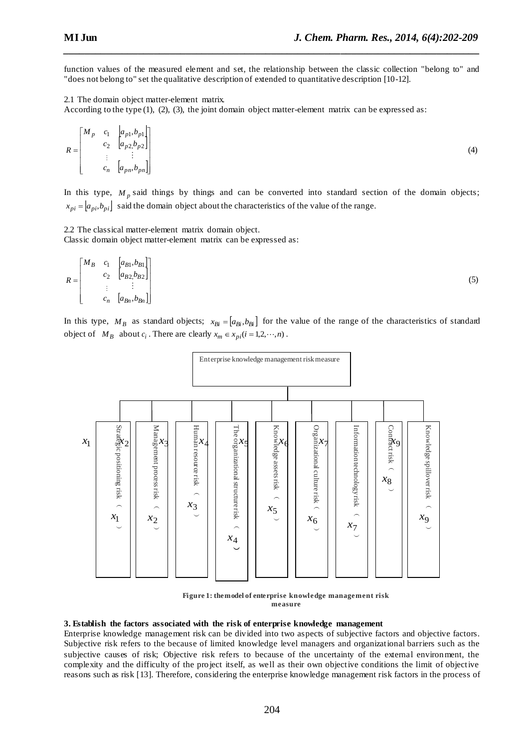function values of the measured element and set, the relationship between the classic collection "belong to" and "does not belong to" set the qualitative description of extended to quantitative description [10-12].

2.1 The domain object matter-element matrix.

According to the type (1), (2), (3), the joint domain object matter-element matrix can be expressed as:

$$R = \begin{bmatrix} M_p & c_1 & [a_{p1}, b_{p1}] \\ & c_2 & [a_{p2}, b_{p2}] \\ & \vdots & \vdots \\ & c_n & [a_{pn}, b_{pn}] \end{bmatrix} \tag{4}$$

In this type, $M_p$ said things by things and can be converted into standard section of the domain objects; $x_{pi} = [a_{pi}, b_{pi}]$ said the domain object about the characteristics of the value of the range.

2.2 The classical matter-element matrix domain object.

Classic domain object matter-element matrix can be expressed as:

$$R = \begin{bmatrix} M_B & c_1 & [a_{B1}, b_{B1}] \\ & c_2 & [a_{B2}, b_{B2}] \\ & \vdots & \vdots \\ & c_n & [a_{Bn}, b_{Bn}] \end{bmatrix} \tag{5}$$

In this type, $M_B$ as standard objects; $x_{Bi} = [a_{Bi}, b_{Bi}]$ for the value of the range of the characteristics of standard object of $M_B$ about $c_i$. There are clearly $x_m \in x_{pi} (i = 1, 2, \cdots, n)$.

Enterprise knowledge management risk measure

Strategic positioning risk ( $x_1$ )

Management process risk ( $x_2$ )

Human resource risk ( $x_3$ )

The organizational structure risk ( $x_4$ )

Knowledge assets risk ( $x_5$ )

Organizational culture risk ( $x_6$ )

Information technology risk ( $x_7$ )

Contract risk ( $x_8$ )

Knowledge spillover risk ( $x_9$ )

**Figure 1: the model of enterprise knowledge management risk measure**

### 3. Establish the factors associated with the risk of enterprise knowledge management

Enterprise knowledge management risk can be divided into two aspects of subjective factors and objective factors. Subjective risk refers to the because of limited knowledge level managers and organizational barriers such as the subjective causes of risk; Objective risk refers to because of the uncertainty of the external environment, the complexity and the difficulty of the project itself, as well as their own objective conditions the limit of objective reasons such as risk [13]. Therefore, considering the enterprise knowledge management risk factors in the process of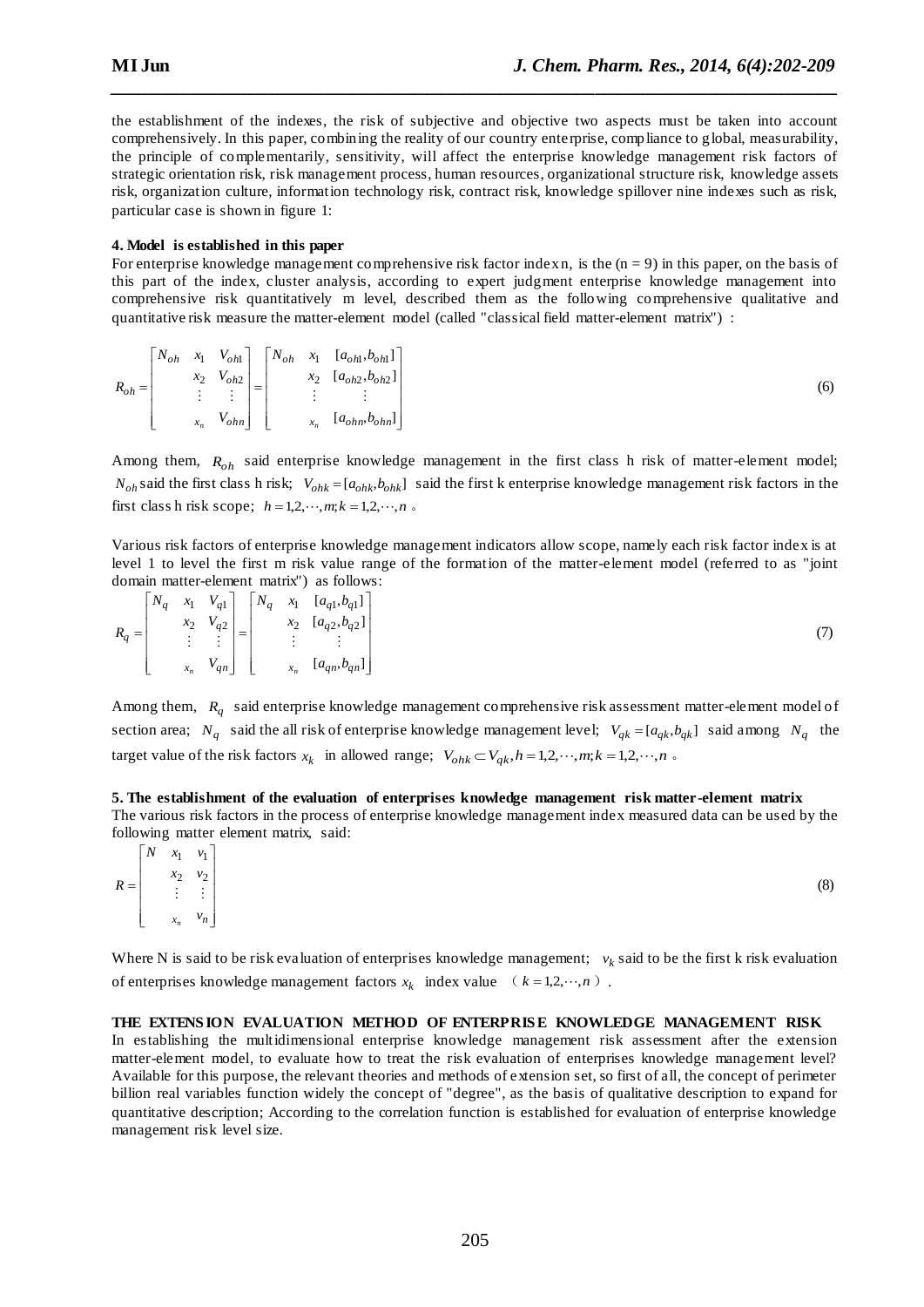the establishment of the indexes, the risk of subjective and objective two aspects must be taken into account comprehensively. In this paper, combining the reality of our country enterprise, compliance to global, measurability, the principle of complementarily, sensitivity, will affect the enterprise knowledge management risk factors of strategic orientation risk, risk management process, human resources, organizational structure risk, knowledge assets risk, organization culture, information technology risk, contract risk, knowledge spillover nine indexes such as risk, particular case is shown in figure 1:

**4. Model is established in this paper**

For enterprise knowledge management comprehensive risk factor index n, is the (n = 9) in this paper, on the basis of this part of the index, cluster analysis, according to expert judgment enterprise knowledge management into comprehensive risk quantitatively m level, described them as the following comprehensive qualitative and quantitative risk measure the matter-element model (called "classical field matter-element matrix") :

$$R_{oh} = \begin{bmatrix} N_{oh} & x_1 & V_{oh1} \\ & x_2 & V_{oh2} \\ & \vdots & \vdots \\ & x_n & V_{ohn} \end{bmatrix} = \begin{bmatrix} N_{oh} & x_1 & [a_{oh1}, b_{oh1}] \\ & x_2 & [a_{oh2}, b_{oh2}] \\ & \vdots & \vdots \\ & x_n & [a_{ohn}, b_{ohn}] \end{bmatrix} \tag{6}$$

Among them, $R_{oh}$ said enterprise knowledge management in the first class h risk of matter-element model; $N_{oh}$ said the first class h risk; $V_{ohk} = [a_{ohk}, b_{ohk}]$ said the first k enterprise knowledge management risk factors in the first class h risk scope; $h = 1,2,\cdots,m; k = 1,2,\cdots,n$ 。

Various risk factors of enterprise knowledge management indicators allow scope, namely each risk factor index is at level 1 to level the first m risk value range of the formation of the matter-element model (referred to as "joint domain matter-element matrix") as follows:

$$R_q = \begin{bmatrix} N_q & x_1 & V_{q1} \\ & x_2 & V_{q2} \\ & \vdots & \vdots \\ & x_n & V_{qn} \end{bmatrix} = \begin{bmatrix} N_q & x_1 & [a_{q1}, b_{q1}] \\ & x_2 & [a_{q2}, b_{q2}] \\ & \vdots & \vdots \\ & x_n & [a_{qn}, b_{qn}] \end{bmatrix} \tag{7}$$

Among them, $R_q$ said enterprise knowledge management comprehensive risk assessment matter-element model of section area; $N_q$ said the all risk of enterprise knowledge management level; $V_{qk} = [a_{qk}, b_{qk}]$ said among $N_q$ the target value of the risk factors $x_k$ in allowed range; $V_{ohk} \subset V_{qk}, h = 1,2,\cdots,m; k = 1,2,\cdots,n$ 。

**5. The establishment of the evaluation of enterprises knowledge management risk matter-element matrix**

The various risk factors in the process of enterprise knowledge management index measured data can be used by the following matter element matrix, said:

$$R = \begin{bmatrix} N & x_1 & v_1 \\ & x_2 & v_2 \\ & \vdots & \vdots \\ & x_n & v_n \end{bmatrix} \tag{8}$$

Where N is said to be risk evaluation of enterprises knowledge management; $v_k$ said to be the first k risk evaluation of enterprises knowledge management factors $x_k$ index value （$k = 1,2,\cdots,n$）.

**THE EXTENSION EVALUATION METHOD OF ENTERPRISE KNOWLEDGE MANAGEMENT RISK**

In establishing the multidimensional enterprise knowledge management risk assessment after the extension matter-element model, to evaluate how to treat the risk evaluation of enterprises knowledge management level? Available for this purpose, the relevant theories and methods of extension set, so first of all, the concept of perimeter billion real variables function widely the concept of "degree", as the basis of qualitative description to expand for quantitative description; According to the correlation function is established for evaluation of enterprise knowledge management risk level size.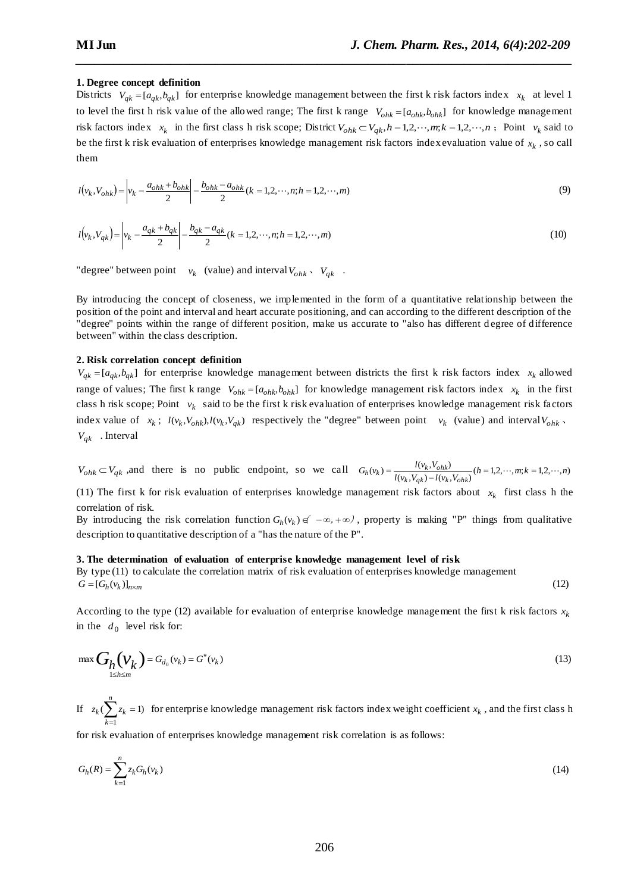**1. Degree concept definition**

Districts $V_{qk} = [a_{qk}, b_{qk}]$ for enterprise knowledge management between the first k risk factors index $x_k$ at level 1 to level the first h risk value of the allowed range; The first k range $V_{ohk} = [a_{ohk}, b_{ohk}]$ for knowledge management risk factors index $x_k$ in the first class h risk scope; District $V_{ohk} \subset V_{qk}, h = 1,2,\cdots,m; k = 1,2,\cdots,n$ ; Point $v_k$ said to be the first k risk evaluation of enterprises knowledge management risk factors index evaluation value of $x_k$, so call them

$$I(v_k, V_{ohk}) = \left| v_k - \frac{a_{ohk} + b_{ohk}}{2} \right| - \frac{b_{ohk} - a_{ohk}}{2} (k = 1,2,\cdots,n; h = 1,2,\cdots,m) \tag{9}$$

$$I(v_k, V_{qk}) = \left| v_k - \frac{a_{qk} + b_{qk}}{2} \right| - \frac{b_{qk} - a_{qk}}{2} (k = 1,2,\cdots,n; h = 1,2,\cdots,m) \tag{10}$$

"degree" between point $v_k$ (value) and interval $V_{ohk}$ 、 $V_{qk}$ .

By introducing the concept of closeness, we implemented in the form of a quantitative relationship between the position of the point and interval and heart accurate positioning, and can according to the different description of the "degree" points within the range of different position, make us accurate to "also has different degree of difference between" within the class description.

**2. Risk correlation concept definition**

$V_{qk} = [a_{qk}, b_{qk}]$ for enterprise knowledge management between districts the first k risk factors index $x_k$ allowed range of values; The first k range $V_{ohk} = [a_{ohk}, b_{ohk}]$ for knowledge management risk factors index $x_k$ in the first class h risk scope; Point $v_k$ said to be the first k risk evaluation of enterprises knowledge management risk factors index value of $x_k$ ; $I(v_k, V_{ohk}), I(v_k, V_{qk})$ respectively the "degree" between point $v_k$ (value) and interval $V_{ohk}$ 、 $V_{qk}$ . Interval

$V_{ohk} \subset V_{qk}$ ,and there is no public endpoint, so we call $G_h(v_k) = \frac{I(v_k, V_{ohk})}{I(v_k, V_{qk}) - I(v_k, V_{ohk})} (h = 1,2,\cdots,m; k = 1,2,\cdots,n)$

(11) The first k for risk evaluation of enterprises knowledge management risk factors about $x_k$ first class h the correlation of risk.

By introducing the risk correlation function $G_h(v_k) \in (-\infty, +\infty)$, property is making "P" things from qualitative description to quantitative description of a "has the nature of the P".

**3. The determination of evaluation of enterprise knowledge management level of risk**

By type (11) to calculate the correlation matrix of risk evaluation of enterprises knowledge management

$$G = [G_h(v_k)]_{n \times m} \tag{12}$$

According to the type (12) available for evaluation of enterprise knowledge management the first k risk factors $x_k$ in the $d_0$ level risk for:

$$\max_{1 \le h \le m} G_h(v_k) = G_{d_0}(v_k) = G^*(v_k) \tag{13}$$

If $z_k (\sum_{k=1}^{n} z_k = 1)$ for enterprise knowledge management risk factors index weight coefficient $x_k$, and the first class h for risk evaluation of enterprises knowledge management risk correlation is as follows:

$$G_h(R) = \sum_{k=1}^{n} z_k G_h(v_k) \tag{14}$$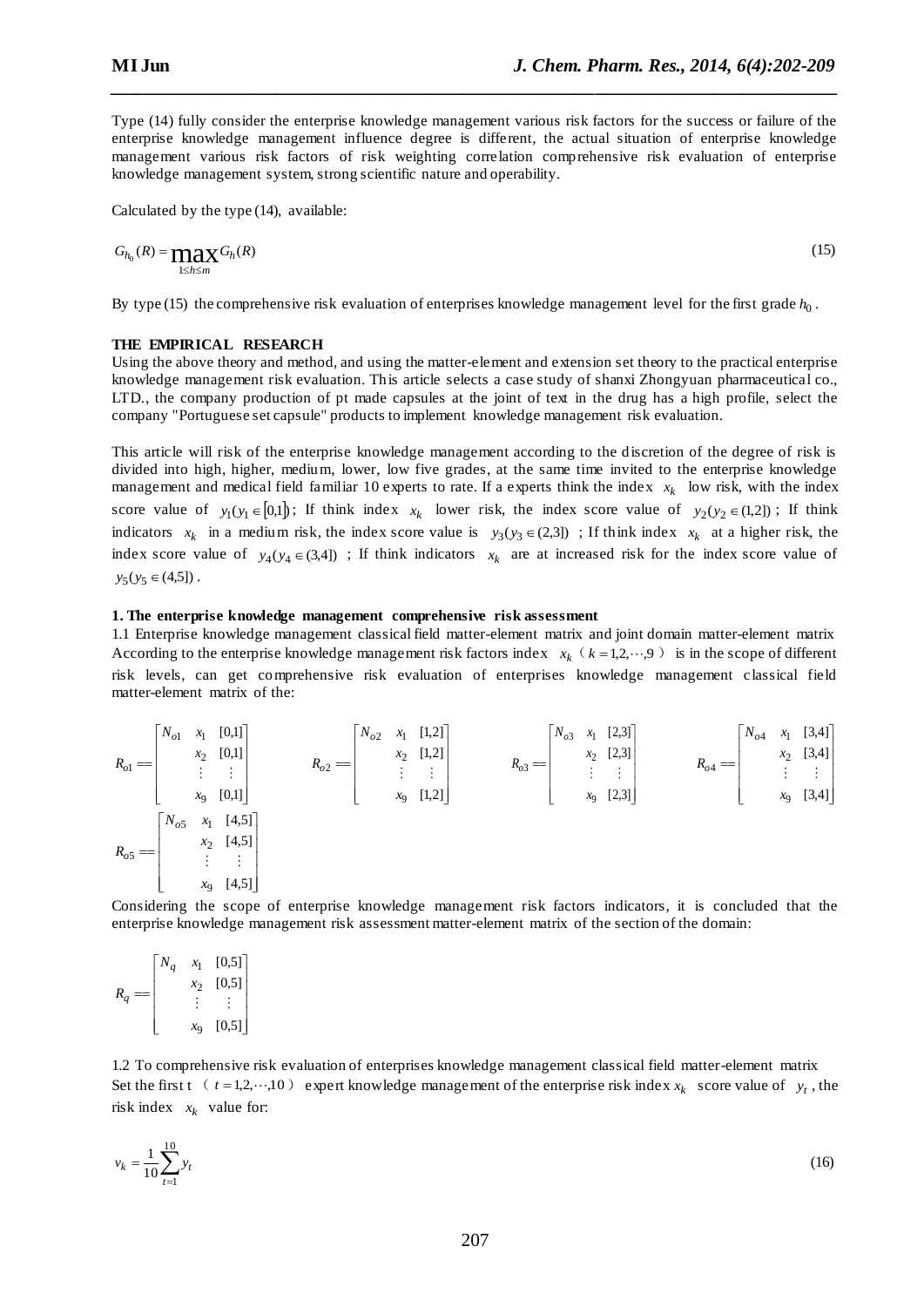Type (14) fully consider the enterprise knowledge management various risk factors for the success or failure of the enterprise knowledge management influence degree is different, the actual situation of enterprise knowledge management various risk factors of risk weighting correlation comprehensive risk evaluation of enterprise knowledge management system, strong scientific nature and operability.

Calculated by the type (14), available:

$$G_{h_0}(R) = \max_{1 \le h \le m} G_h(R) \tag{15}$$

By type (15) the comprehensive risk evaluation of enterprises knowledge management level for the first grade $h_0$.

## THE EMPIRICAL RESEARCH

Using the above theory and method, and using the matter-element and extension set theory to the practical enterprise knowledge management risk evaluation. This article selects a case study of shanxi Zhongyuan pharmaceutical co., LTD., the company production of pt made capsules at the joint of text in the drug has a high profile, select the company "Portuguese set capsule" products to implement knowledge management risk evaluation.

This article will risk of the enterprise knowledge management according to the discretion of the degree of risk is divided into high, higher, medium, lower, low five grades, at the same time invited to the enterprise knowledge management and medical field familiar 10 experts to rate. If a experts think the index $x_k$ low risk, with the index score value of $y_1 (y_1 \in [0,1])$; If think index $x_k$ lower risk, the index score value of $y_2 (y_2 \in (1,2])$; If think indicators $x_k$ in a medium risk, the index score value is $y_3 (y_3 \in (2,3])$; If think index $x_k$ at a higher risk, the index score value of $y_4 (y_4 \in (3,4])$; If think indicators $x_k$ are at increased risk for the index score value of $y_5 (y_5 \in (4,5])$.

### 1. The enterprise knowledge management comprehensive risk assessment

1.1 Enterprise knowledge management classical field matter-element matrix and joint domain matter-element matrix

According to the enterprise knowledge management risk factors index $x_k$ ($k = 1,2,\cdots,9$) is in the scope of different risk levels, can get comprehensive risk evaluation of enterprises knowledge management classical field matter-element matrix of the:

$$R_{o1} == \begin{bmatrix} N_{o1} & x_1 & [0,1] \\ & x_2 & [0,1] \\ & \vdots & \vdots \\ & x_9 & [0,1] \end{bmatrix} \quad R_{o2} == \begin{bmatrix} N_{o2} & x_1 & [1,2] \\ & x_2 & [1,2] \\ & \vdots & \vdots \\ & x_9 & [1,2] \end{bmatrix} \quad R_{o3} == \begin{bmatrix} N_{o3} & x_1 & [2,3] \\ & x_2 & [2,3] \\ & \vdots & \vdots \\ & x_9 & [2,3] \end{bmatrix} \quad R_{o4} == \begin{bmatrix} N_{o4} & x_1 & [3,4] \\ & x_2 & [3,4] \\ & \vdots & \vdots \\ & x_9 & [3,4] \end{bmatrix}$$

$$R_{o5} == \begin{bmatrix} N_{o5} & x_1 & [4,5] \\ & x_2 & [4,5] \\ & \vdots & \vdots \\ & x_9 & [4,5] \end{bmatrix}$$

Considering the scope of enterprise knowledge management risk factors indicators, it is concluded that the enterprise knowledge management risk assessment matter-element matrix of the section of the domain:

$$R_q == \begin{bmatrix} N_q & x_1 & [0,5] \\ & x_2 & [0,5] \\ & \vdots & \vdots \\ & x_9 & [0,5] \end{bmatrix}$$

1.2 To comprehensive risk evaluation of enterprises knowledge management classical field matter-element matrix

Set the first t ($t = 1,2,\cdots,10$) expert knowledge management of the enterprise risk index $x_k$ score value of $y_t$, the risk index $x_k$ value for:

$$v_k = \frac{1}{10}\sum_{t=1}^{10} y_t \tag{16}$$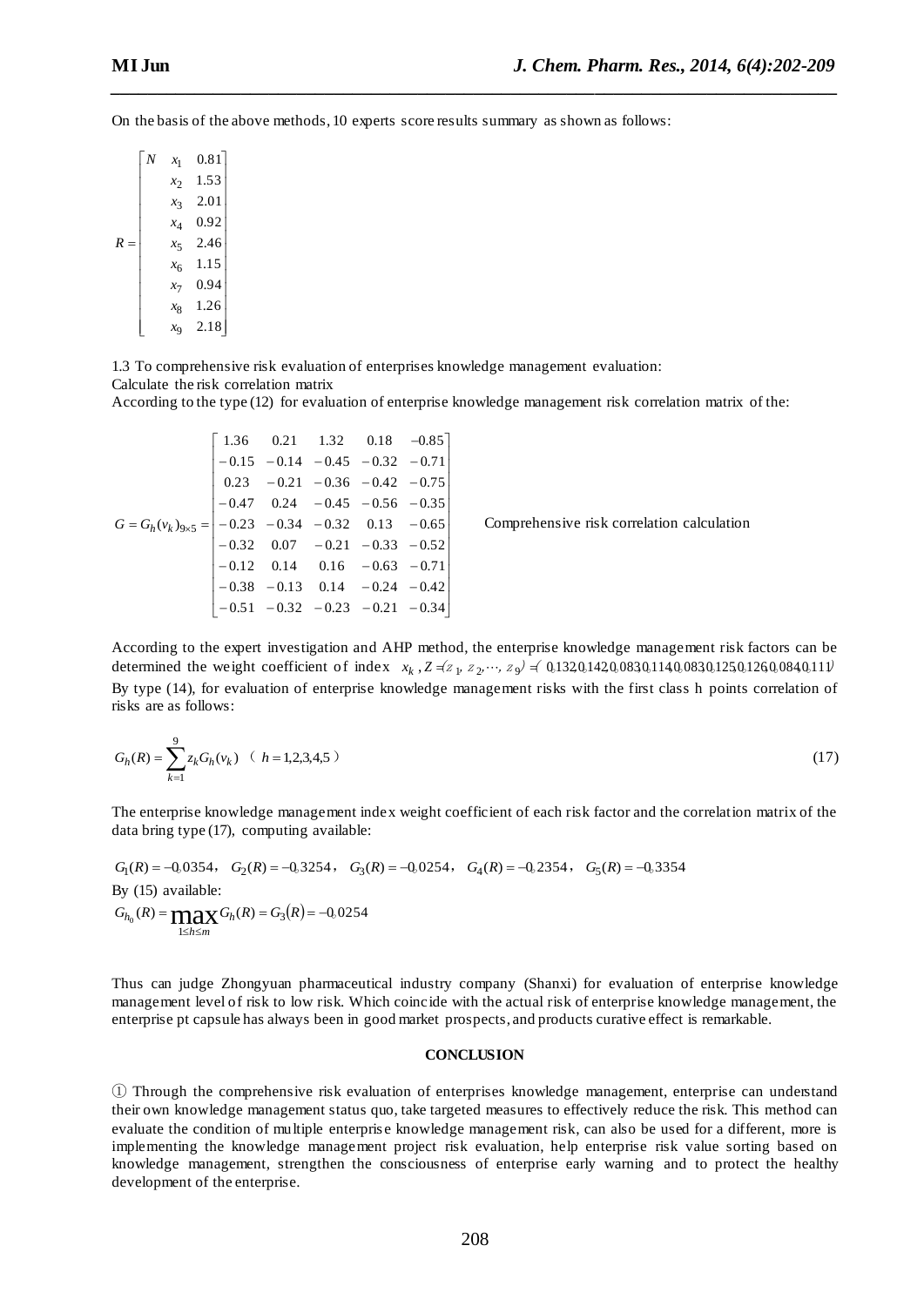On the basis of the above methods, 10 experts score results summary as shown as follows:

$$R=\begin{bmatrix} N & x_1 & 0.81 \\ & x_2 & 1.53 \\ & x_3 & 2.01 \\ & x_4 & 0.92 \\ & x_5 & 2.46 \\ & x_6 & 1.15 \\ & x_7 & 0.94 \\ & x_8 & 1.26 \\ & x_9 & 2.18 \end{bmatrix}$$

1.3 To comprehensive risk evaluation of enterprises knowledge management evaluation:

Calculate the risk correlation matrix

According to the type (12) for evaluation of enterprise knowledge management risk correlation matrix of the:

$$G=G_h(v_k)_{9\times 5}=\begin{bmatrix} 1.36 & 0.21 & 1.32 & 0.18 & -0.85 \\ -0.15 & -0.14 & -0.45 & -0.32 & -0.71 \\ 0.23 & -0.21 & -0.36 & -0.42 & -0.75 \\ -0.47 & 0.24 & -0.45 & -0.56 & -0.35 \\ -0.23 & -0.34 & -0.32 & 0.13 & -0.65 \\ -0.32 & 0.07 & -0.21 & -0.33 & -0.52 \\ -0.12 & 0.14 & 0.16 & -0.63 & -0.71 \\ -0.38 & -0.13 & 0.14 & -0.24 & -0.42 \\ -0.51 & -0.32 & -0.23 & -0.21 & -0.34 \end{bmatrix}$$ Comprehensive risk correlation calculation

According to the expert investigation and AHP method, the enterprise knowledge management risk factors can be determined the weight coefficient of index $x_k$, $Z=(z_1, z_2, \cdots, z_9)=(0.132, 0.142, 0.083, 0.114, 0.083, 0.125, 0.126, 0.084, 0.111)$

By type (14), for evaluation of enterprise knowledge management risks with the first class h points correlation of risks are as follows:

$$G_h(R)=\sum_{k=1}^{9} z_k G_h(v_k) \quad (h=1,2,3,4,5) \tag{17}$$

The enterprise knowledge management index weight coefficient of each risk factor and the correlation matrix of the data bring type (17), computing available:

$G_1(R)=-0.0354$, $G_2(R)=-0.3254$, $G_3(R)=-0.0254$, $G_4(R)=-0.2354$, $G_5(R)=-0.3354$

By (15) available:

$G_{h_0}(R)=\max\limits_{1\le h\le m} G_h(R)=G_3(R)=-0.0254$

Thus can judge Zhongyuan pharmaceutical industry company (Shanxi) for evaluation of enterprise knowledge management level of risk to low risk. Which coincide with the actual risk of enterprise knowledge management, the enterprise pt capsule has always been in good market prospects, and products curative effect is remarkable.

## CONCLUSION

① Through the comprehensive risk evaluation of enterprises knowledge management, enterprise can understand their own knowledge management status quo, take targeted measures to effectively reduce the risk. This method can evaluate the condition of multiple enterprise knowledge management risk, can also be used for a different, more is implementing the knowledge management project risk evaluation, help enterprise risk value sorting based on knowledge management, strengthen the consciousness of enterprise early warning and to protect the healthy development of the enterprise.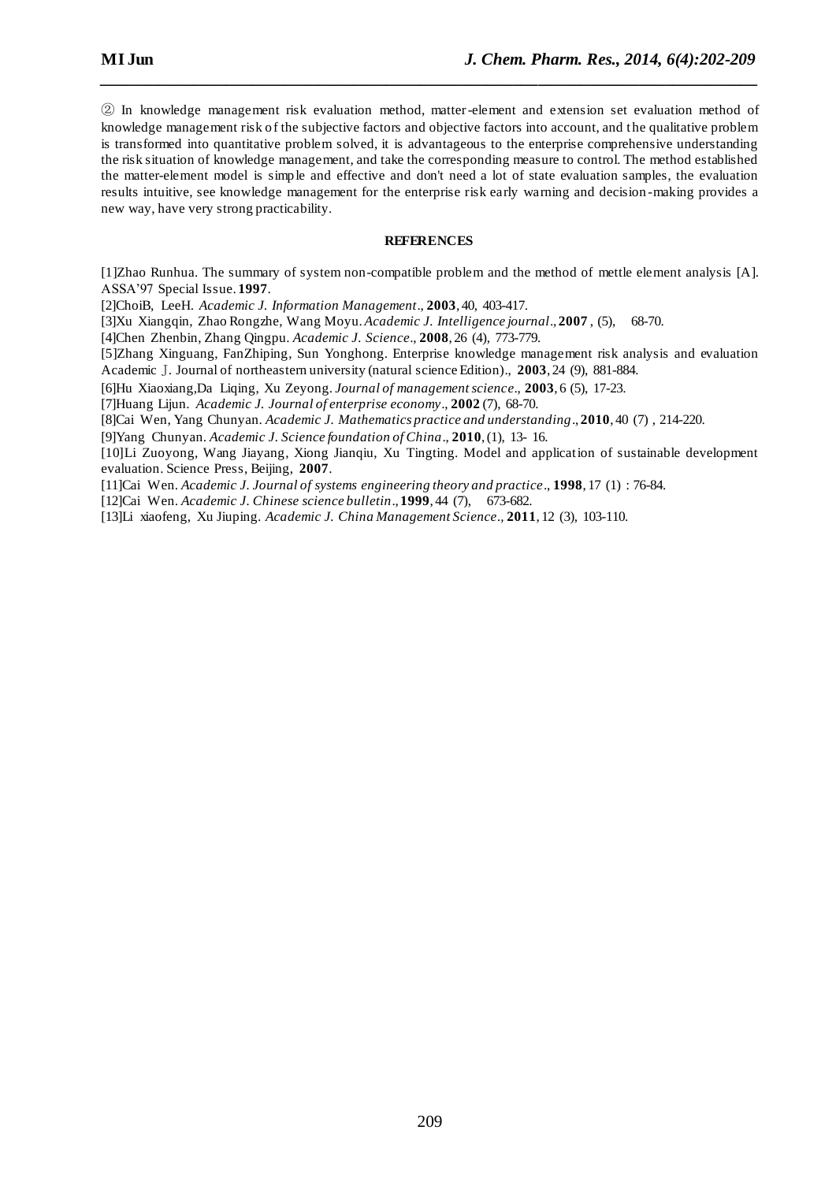② In knowledge management risk evaluation method, matter-element and extension set evaluation method of knowledge management risk of the subjective factors and objective factors into account, and the qualitative problem is transformed into quantitative problem solved, it is advantageous to the enterprise comprehensive understanding the risk situation of knowledge management, and take the corresponding measure to control. The method established the matter-element model is simple and effective and don't need a lot of state evaluation samples, the evaluation results intuitive, see knowledge management for the enterprise risk early warning and decision-making provides a new way, have very strong practicability.

## REFERENCES

[1]Zhao Runhua. The summary of system non-compatible problem and the method of mettle element analysis [A]. ASSA'97 Special Issue. **1997**.

[2]ChoiB, LeeH. *Academic J. Information Management*., **2003**, 40, 403-417.

[3]Xu Xiangqin, Zhao Rongzhe, Wang Moyu. *Academic J. Intelligence journal*., **2007** , (5), 68-70.

[4]Chen Zhenbin, Zhang Qingpu. *Academic J. Science*., **2008**, 26 (4), 773-779.

[5]Zhang Xinguang, FanZhiping, Sun Yonghong. Enterprise knowledge management risk analysis and evaluation Academic J. Journal of northeastern university (natural science Edition)., **2003**, 24 (9), 881-884.

[6]Hu Xiaoxiang,Da Liqing, Xu Zeyong. *Journal of management science*., **2003**, 6 (5), 17-23.

[7]Huang Lijun. *Academic J. Journal of enterprise economy*., **2002** (7), 68-70.

[8]Cai Wen, Yang Chunyan. *Academic J. Mathematics practice and understanding*., **2010**, 40 (7) , 214-220.

[9]Yang Chunyan. *Academic J. Science foundation of China*., **2010**, (1), 13- 16.

[10]Li Zuoyong, Wang Jiayang, Xiong Jianqiu, Xu Tingting. Model and application of sustainable development evaluation. Science Press, Beijing, **2007**.

[11]Cai Wen. *Academic J. Journal of systems engineering theory and practice*., **1998**, 17 (1) : 76-84.

[12]Cai Wen. *Academic J. Chinese science bulletin*., **1999**, 44 (7), 673-682.

[13]Li xiaofeng, Xu Jiuping. *Academic J. China Management Science*., **2011**, 12 (3), 103-110.